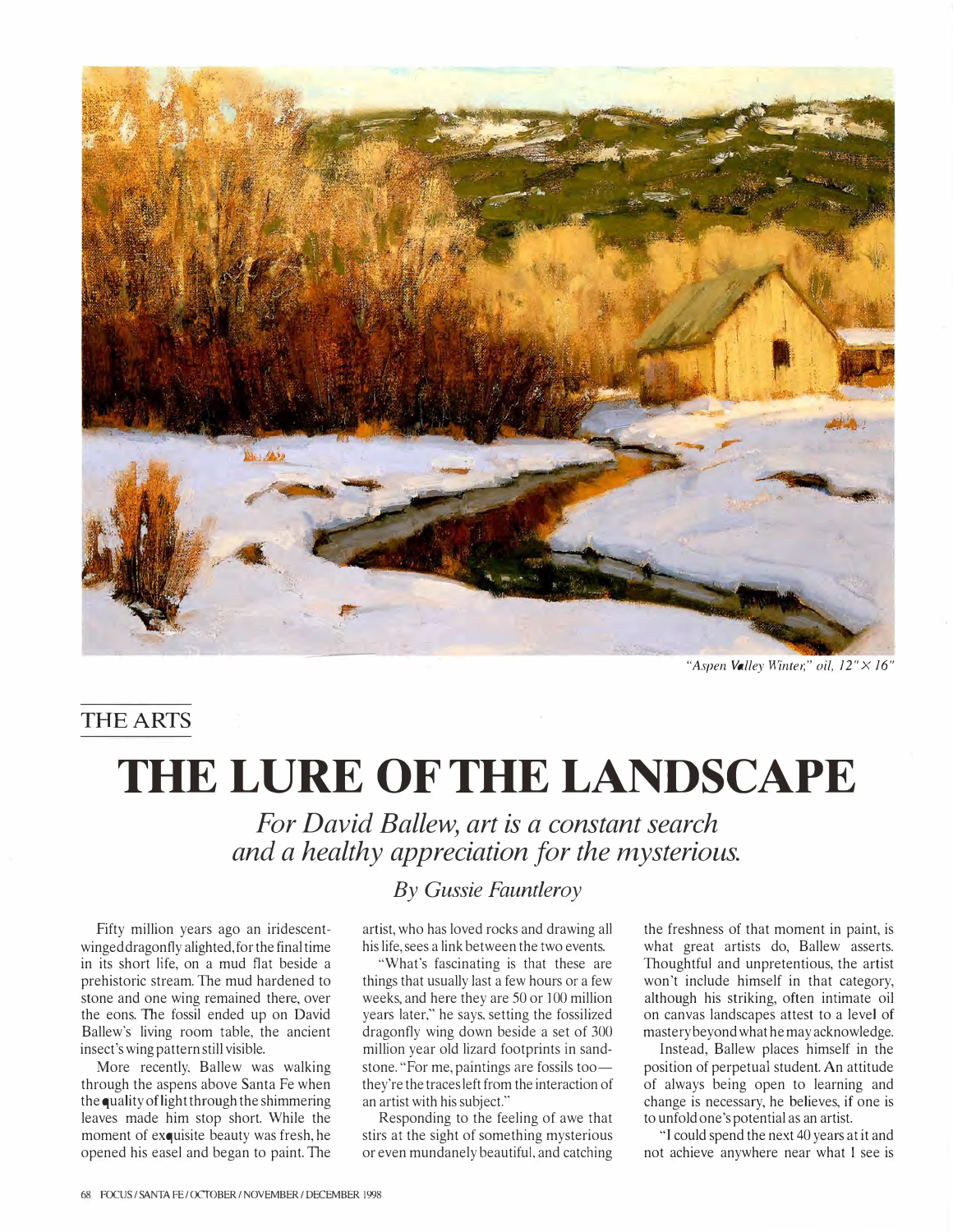*"Aspen Valley Winter," oil, 12" × 16"*

THE ARTS

# THE LURE OF THE LANDSCAPE

## *For David Ballew, art is a constant search and a healthy appreciation for the mysterious.*

*By Gussie Fauntleroy*

Fifty million years ago an iridescent-winged dragonfly alighted, for the final time in its short life, on a mud flat beside a prehistoric stream. The mud hardened to stone and one wing remained there, over the eons. The fossil ended up on David Ballew's living room table, the ancient insect's wing pattern still visible.

More recently, Ballew was walking through the aspens above Santa Fe when the quality of light through the shimmering leaves made him stop short. While the moment of exquisite beauty was fresh, he opened his easel and began to paint. The artist, who has loved rocks and drawing all his life, sees a link between the two events.

"What's fascinating is that these are things that usually last a few hours or a few weeks, and here they are 50 or 100 million years later," he says, setting the fossilized dragonfly wing down beside a set of 300 million year old lizard footprints in sandstone. "For me, paintings are fossils too—they're the traces left from the interaction of an artist with his subject."

Responding to the feeling of awe that stirs at the sight of something mysterious or even mundanely beautiful, and catching the freshness of that moment in paint, is what great artists do, Ballew asserts. Thoughtful and unpretentious, the artist won't include himself in that category, although his striking, often intimate oil on canvas landscapes attest to a level of mastery beyond what he may acknowledge.

Instead, Ballew places himself in the position of perpetual student. An attitude of always being open to learning and change is necessary, he believes, if one is to unfold one's potential as an artist.

"I could spend the next 40 years at it and not achieve anywhere near what I see is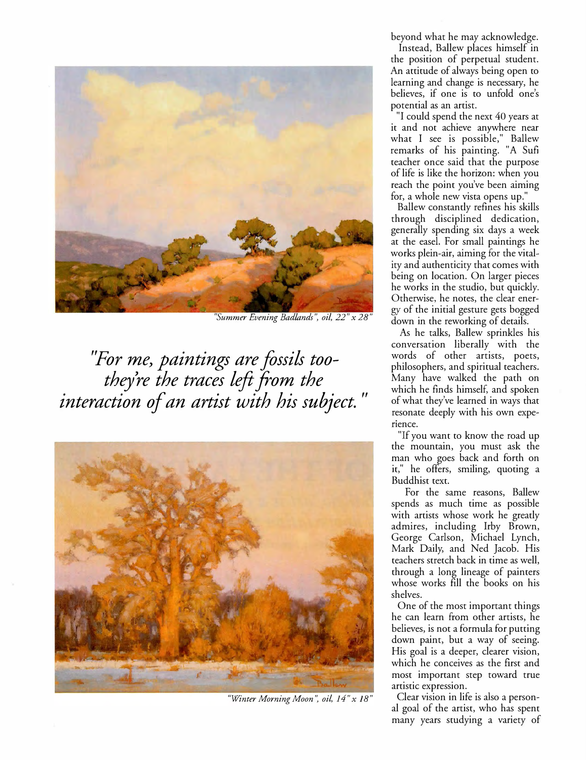*"Summer Evening Badlands", oil, 22" x 28"*

*"For me, paintings are fossils too-they're the traces left from the interaction of an artist with his subject."*

*"Winter Morning Moon", oil, 14" x 18"*

beyond what he may acknowledge.

Instead, Ballew places himself in the position of perpetual student. An attitude of always being open to learning and change is necessary, he believes, if one is to unfold one's potential as an artist.

"I could spend the next 40 years at it and not achieve anywhere near what I see is possible," Ballew remarks of his painting. "A Sufi teacher once said that the purpose of life is like the horizon: when you reach the point you've been aiming for, a whole new vista opens up."

Ballew constantly refines his skills through disciplined dedication, generally spending six days a week at the easel. For small paintings he works plein-air, aiming for the vitality and authenticity that comes with being on location. On larger pieces he works in the studio, but quickly. Otherwise, he notes, the clear energy of the initial gesture gets bogged down in the reworking of details.

As he talks, Ballew sprinkles his conversation liberally with the words of other artists, poets, philosophers, and spiritual teachers. Many have walked the path on which he finds himself, and spoken of what they've learned in ways that resonate deeply with his own experience.

"If you want to know the road up the mountain, you must ask the man who goes back and forth on it," he offers, smiling, quoting a Buddhist text.

For the same reasons, Ballew spends as much time as possible with artists whose work he greatly admires, including Irby Brown, George Carlson, Michael Lynch, Mark Daily, and Ned Jacob. His teachers stretch back in time as well, through a long lineage of painters whose works fill the books on his shelves.

One of the most important things he can learn from other artists, he believes, is not a formula for putting down paint, but a way of seeing. His goal is a deeper, clearer vision, which he conceives as the first and most important step toward true artistic expression.

Clear vision in life is also a personal goal of the artist, who has spent many years studying a variety of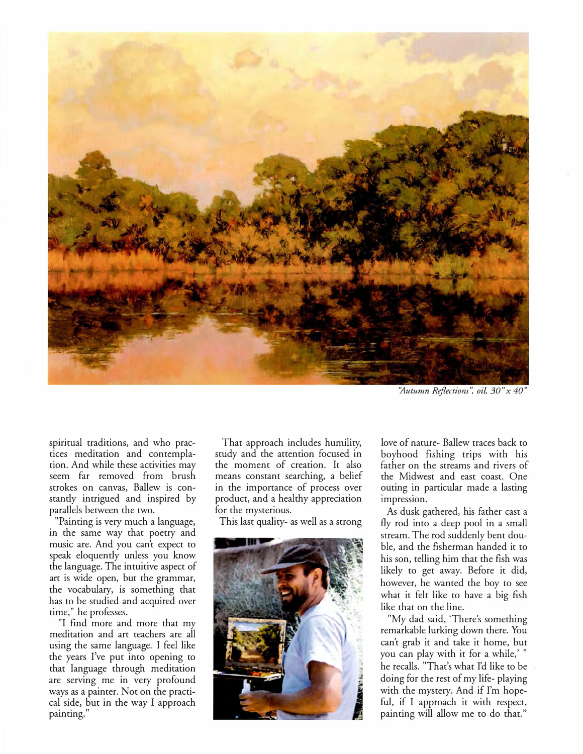*"Autumn Reflections", oil, 30" x 40"*

spiritual traditions, and who practices meditation and contemplation. And while these activities may seem far removed from brush strokes on canvas, Ballew is constantly intrigued and inspired by parallels between the two.

"Painting is very much a language, in the same way that poetry and music are. And you can't expect to speak eloquently unless you know the language. The intuitive aspect of art is wide open, but the grammar, the vocabulary, is something that has to be studied and acquired over time," he professes.

"I find more and more that my meditation and art teachers are all using the same language. I feel like the years I've put into opening to that language through meditation are serving me in very profound ways as a painter. Not on the practical side, but in the way I approach painting."

That approach includes humility, study and the attention focused in the moment of creation. It also means constant searching, a belief in the importance of process over product, and a healthy appreciation for the mysterious.

This last quality- as well as a strong love of nature- Ballew traces back to boyhood fishing trips with his father on the streams and rivers of the Midwest and east coast. One outing in particular made a lasting impression.

As dusk gathered, his father cast a fly rod into a deep pool in a small stream. The rod suddenly bent double, and the fisherman handed it to his son, telling him that the fish was likely to get away. Before it did, however, he wanted the boy to see what it felt like to have a big fish like that on the line.

"My dad said, 'There's something remarkable lurking down there. You can't grab it and take it home, but you can play with it for a while,' " he recalls. "That's what I'd like to be doing for the rest of my life- playing with the mystery. And if I'm hopeful, if I approach it with respect, painting will allow me to do that."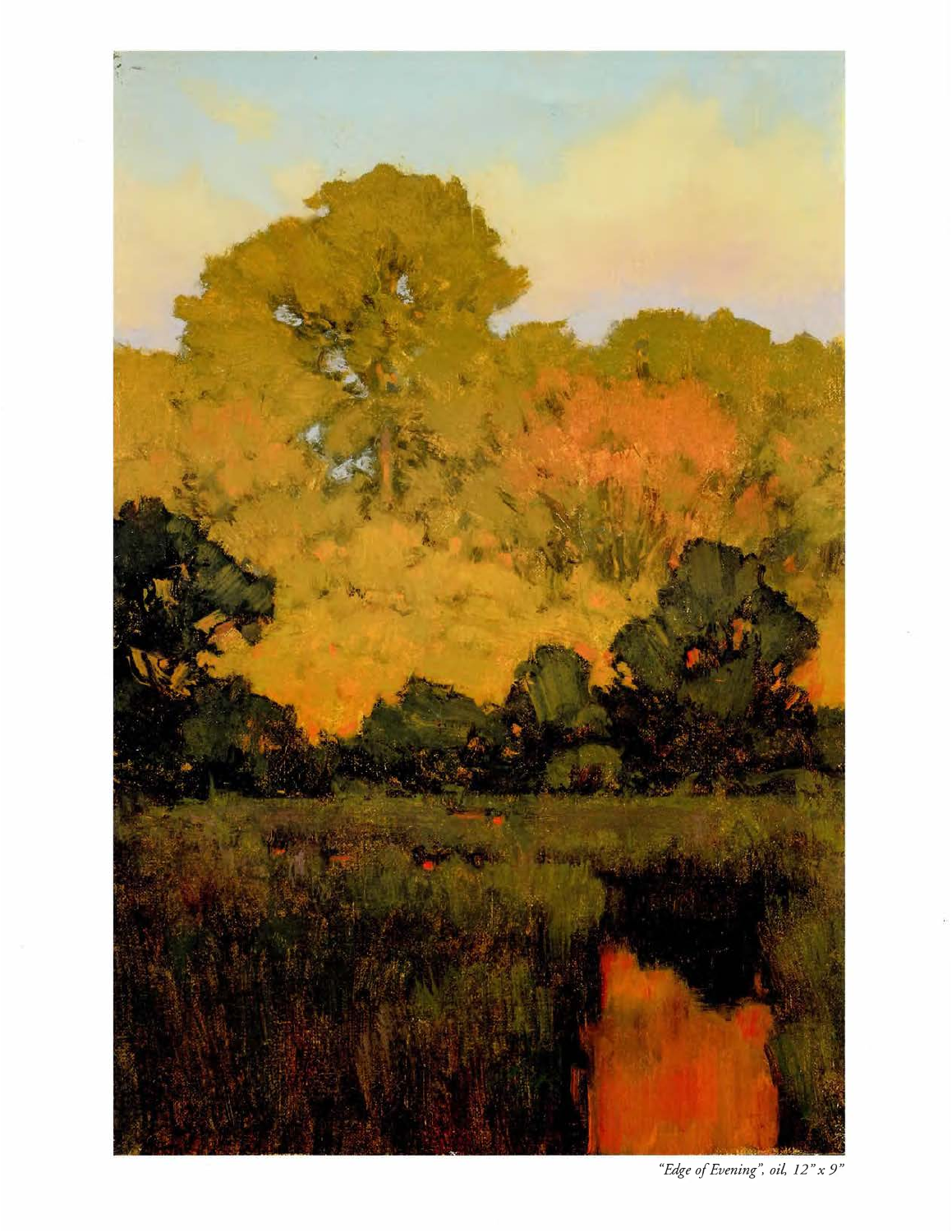*"Edge of Evening", oil, 12" x 9"*